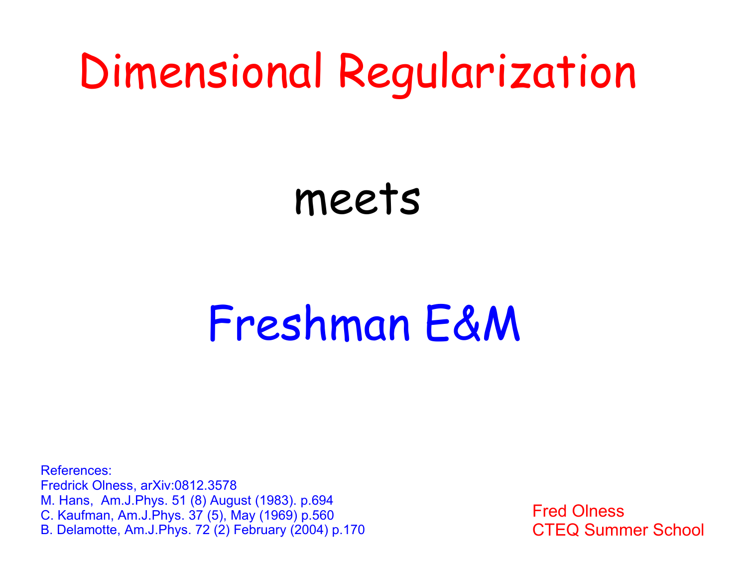# Dimensional Regularization

meets

# Freshman E&M

References:
Fredrick Olness, arXiv:0812.3578
M. Hans, Am.J.Phys. 51 (8) August (1983). p.694
C. Kaufman, Am.J.Phys. 37 (5), May (1969) p.560
B. Delamotte, Am.J.Phys. 72 (2) February (2004) p.170

Fred Olness
CTEQ Summer School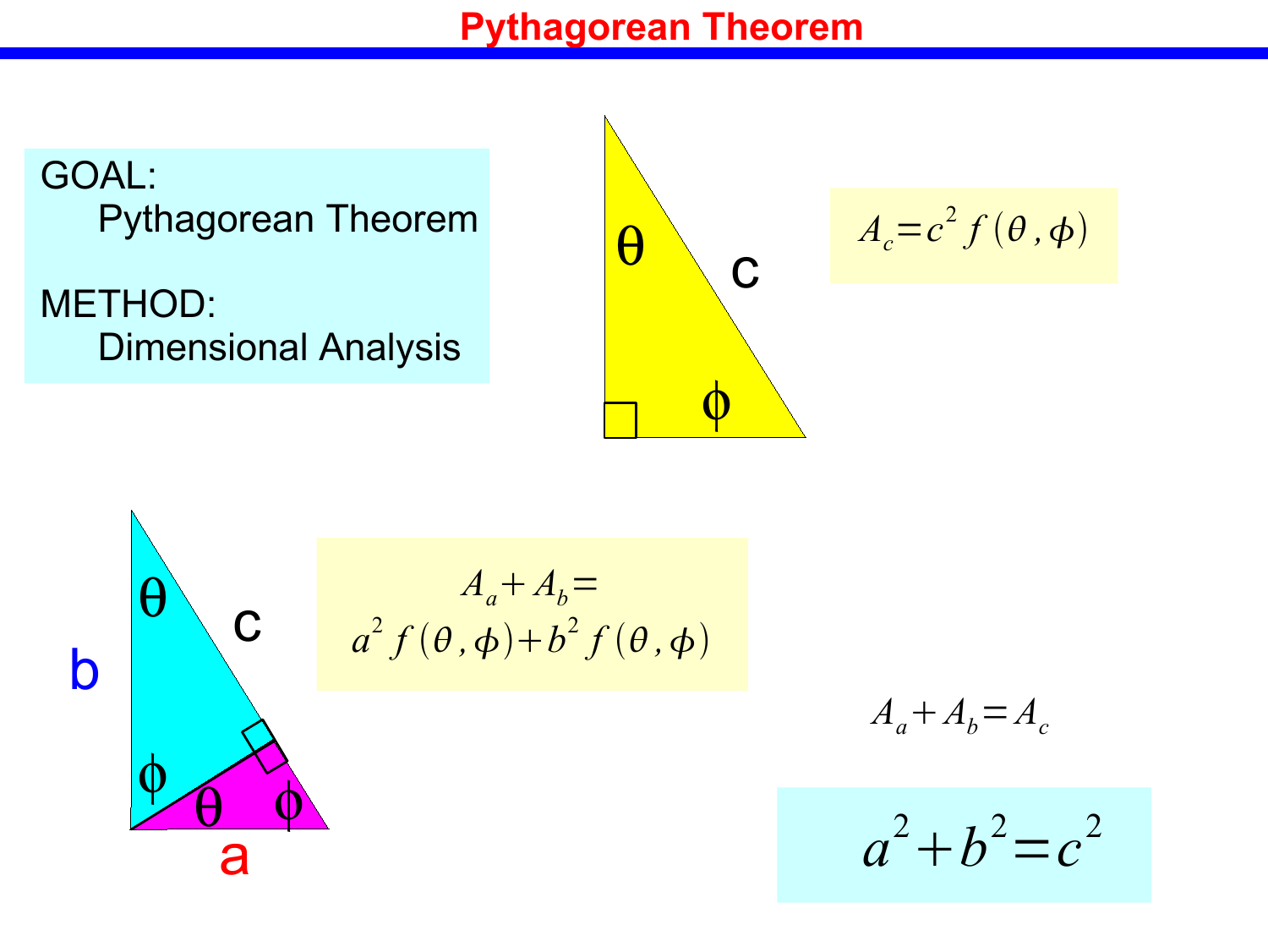# Pythagorean Theorem

GOAL:
Pythagorean Theorem

METHOD:
Dimensional Analysis

θ

c

ϕ

$$A_c = c^2 f(\theta, \phi)$$

θ

c

b

ϕ

θ

ϕ

a

$$A_a + A_b = a^2 f(\theta, \phi) + b^2 f(\theta, \phi)$$

$$A_a + A_b = A_c$$

$$a^2 + b^2 = c^2$$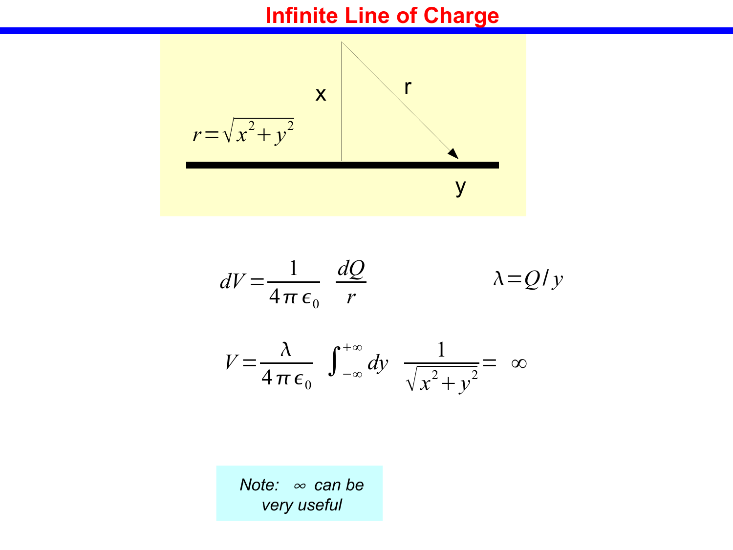# Infinite Line of Charge

x

r

$$r = \sqrt{x^2 + y^2}$$

y

$$dV = \frac{1}{4\pi\epsilon_0} \frac{dQ}{r}$$

$$\lambda = Q/y$$

$$V = \frac{\lambda}{4\pi\epsilon_0} \int_{-\infty}^{+\infty} dy \frac{1}{\sqrt{x^2 + y^2}} = \infty$$

*Note: $\infty$ can be very useful*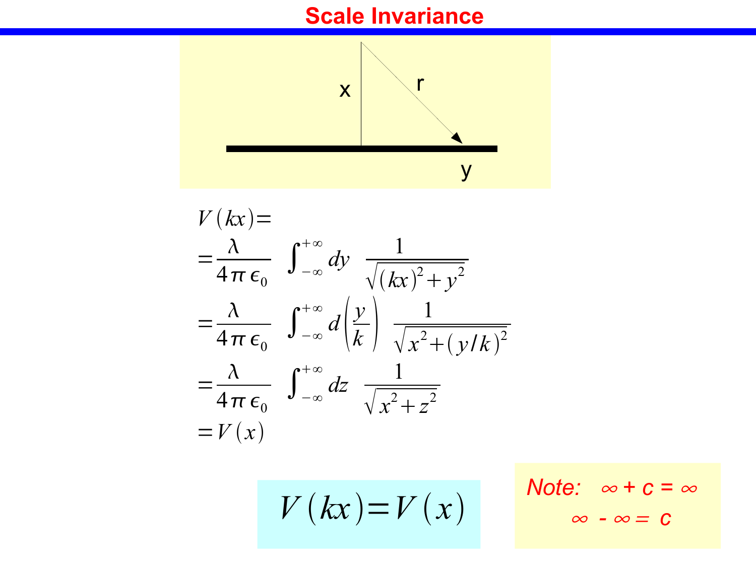# Scale Invariance

x

r

y

$$V(kx) =$$

$$= \frac{\lambda}{4\pi\epsilon_0} \int_{-\infty}^{+\infty} dy \; \frac{1}{\sqrt{(kx)^2 + y^2}}$$

$$= \frac{\lambda}{4\pi\epsilon_0} \int_{-\infty}^{+\infty} d\left(\frac{y}{k}\right) \; \frac{1}{\sqrt{x^2 + (y/k)^2}}$$

$$= \frac{\lambda}{4\pi\epsilon_0} \int_{-\infty}^{+\infty} dz \; \frac{1}{\sqrt{x^2 + z^2}}$$

$$= V(x)$$

$$V(kx) = V(x)$$

*Note:* $\infty + c = \infty$

$\infty - \infty = c$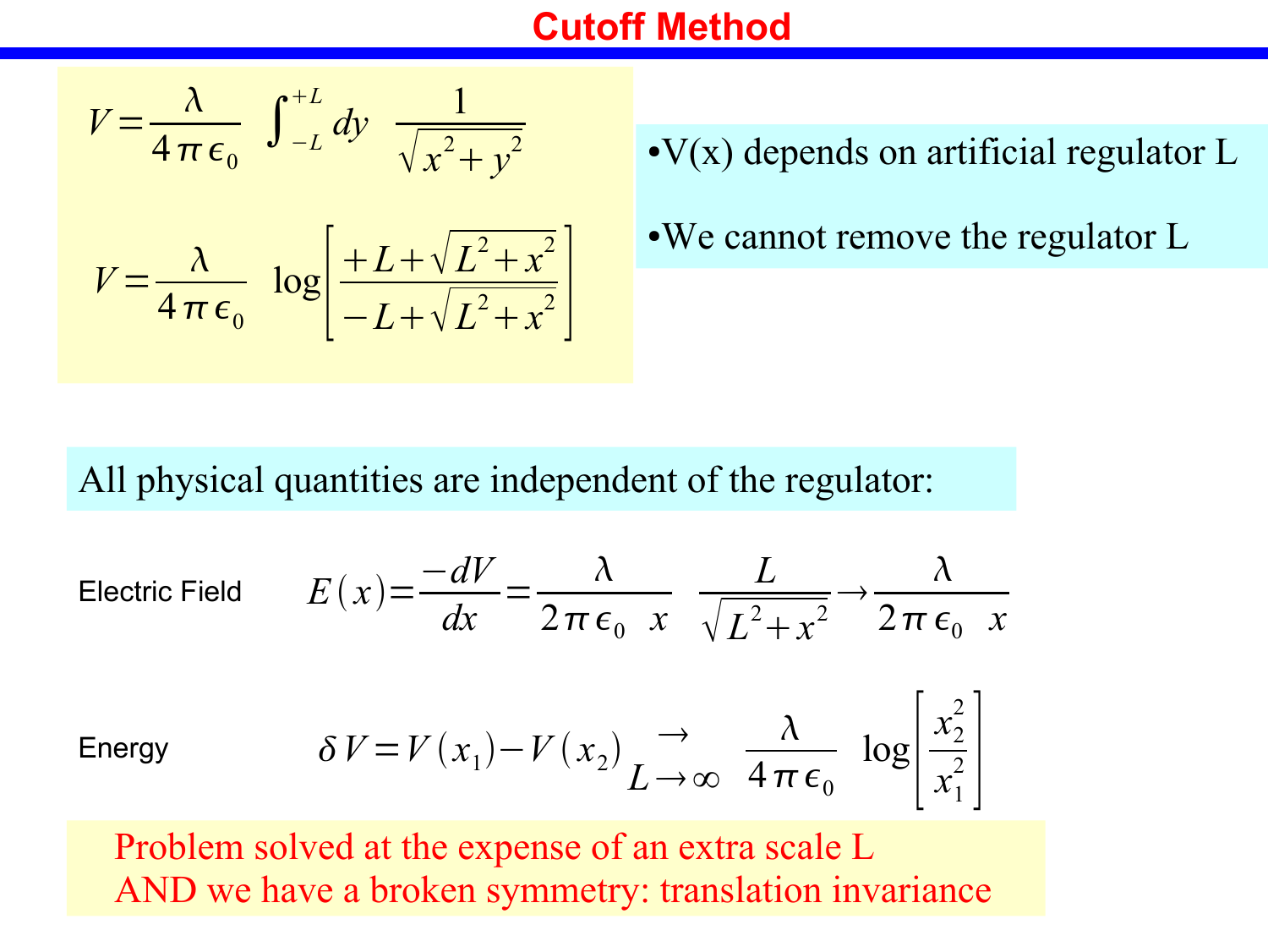# Cutoff Method

$$V = \frac{\lambda}{4\pi\epsilon_0} \int_{-L}^{+L} dy \; \frac{1}{\sqrt{x^2+y^2}}$$

$$V = \frac{\lambda}{4\pi\epsilon_0} \; \log\left[\frac{+L+\sqrt{L^2+x^2}}{-L+\sqrt{L^2+x^2}}\right]$$

- $V(x)$ depends on artificial regulator $L$
- We cannot remove the regulator $L$

All physical quantities are independent of the regulator:

Electric Field
$$E(x) = \frac{-dV}{dx} = \frac{\lambda}{2\pi\epsilon_0 \; x} \; \frac{L}{\sqrt{L^2+x^2}} \rightarrow \frac{\lambda}{2\pi\epsilon_0 \; x}$$

Energy
$$\delta V = V(x_1) - V(x_2) \underset{L\to\infty}{\rightarrow} \frac{\lambda}{4\pi\epsilon_0} \; \log\left[\frac{x_2^2}{x_1^2}\right]$$

Problem solved at the expense of an extra scale L
AND we have a broken symmetry: translation invariance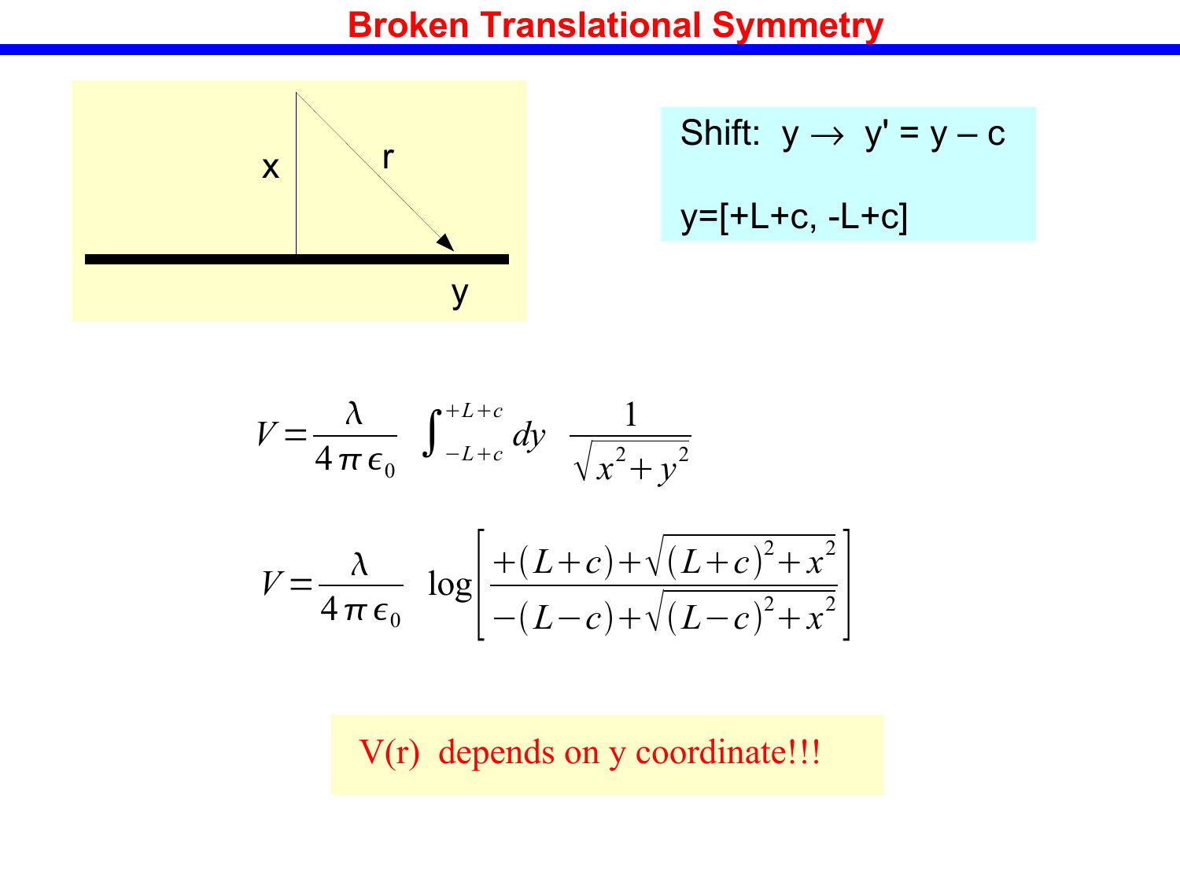# Broken Translational Symmetry

x

r

y

Shift: y → y' = y – c

y=[+L+c, -L+c]

$$V = \frac{\lambda}{4\pi\epsilon_0} \int_{-L+c}^{+L+c} dy \; \frac{1}{\sqrt{x^2+y^2}}$$

$$V = \frac{\lambda}{4\pi\epsilon_0} \; \log\left[\frac{+(L+c)+\sqrt{(L+c)^2+x^2}}{-(L-c)+\sqrt{(L-c)^2+x^2}}\right]$$

V(r) depends on y coordinate!!!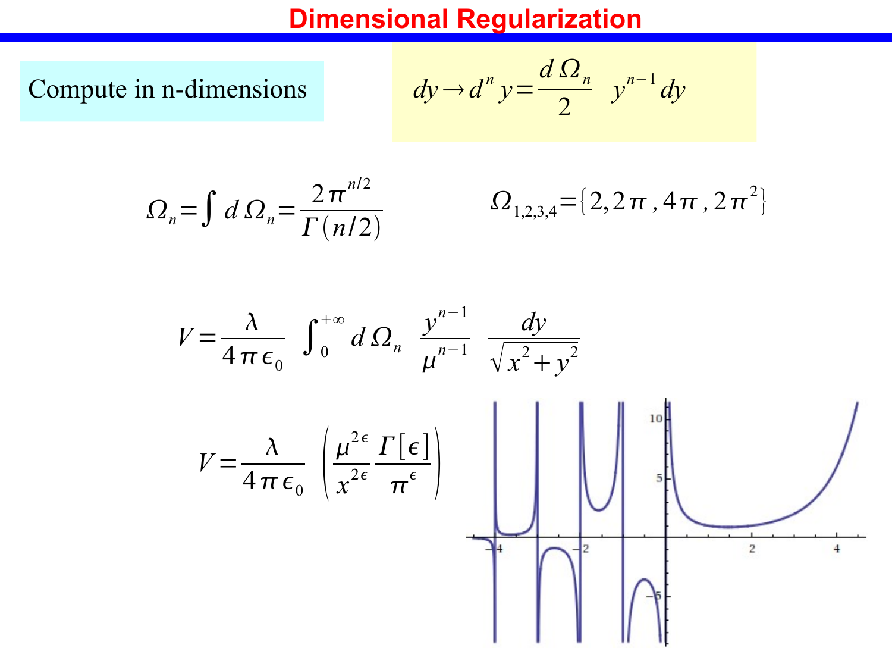# Dimensional Regularization

Compute in n-dimensions

$$dy \rightarrow d^n y = \frac{d\,\Omega_n}{2} \quad y^{n-1}\,dy$$

$$\Omega_n = \int d\,\Omega_n = \frac{2\pi^{n/2}}{\Gamma(n/2)} \qquad\qquad \Omega_{1,2,3,4} = \{2, 2\pi, 4\pi, 2\pi^2\}$$

$$V = \frac{\lambda}{4\pi\epsilon_0} \int_0^{+\infty} d\,\Omega_n \; \frac{y^{n-1}}{\mu^{n-1}} \; \frac{dy}{\sqrt{x^2+y^2}}$$

$$V = \frac{\lambda}{4\pi\epsilon_0} \left( \frac{\mu^{2\epsilon}}{x^{2\epsilon}} \frac{\Gamma[\epsilon]}{\pi^{\epsilon}} \right)$$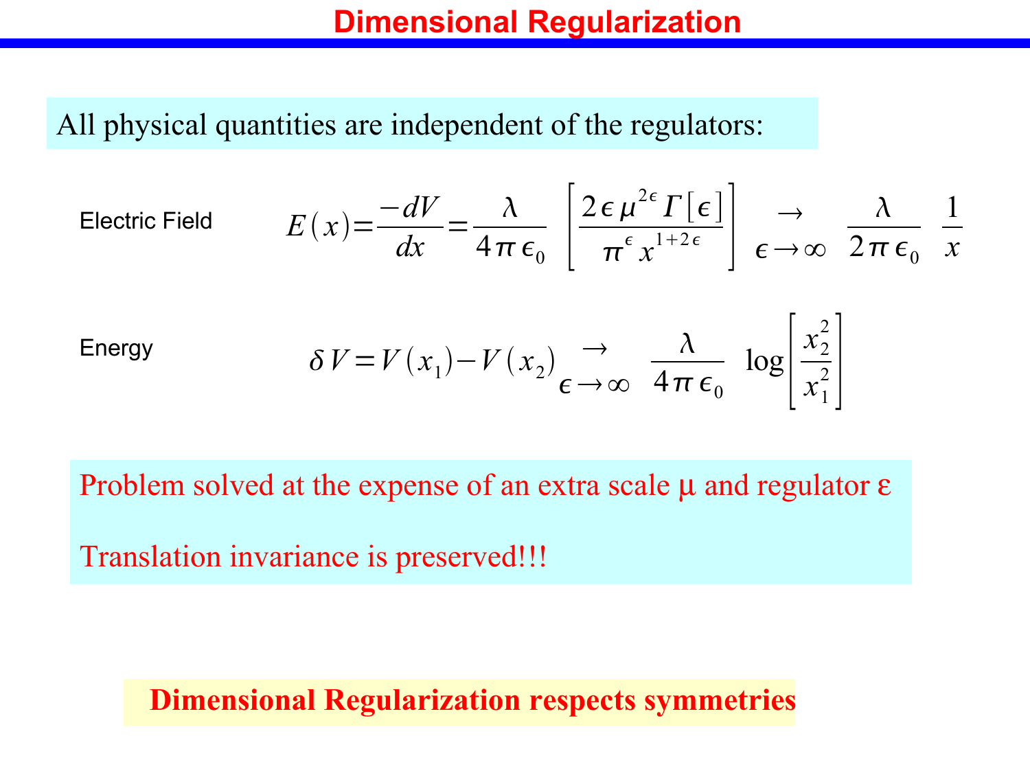# Dimensional Regularization

All physical quantities are independent of the regulators:

Electric Field

$$E(x) = \frac{-dV}{dx} = \frac{\lambda}{4\pi\epsilon_0} \left[ \frac{2\epsilon\,\mu^{2\epsilon}\,\Gamma[\epsilon]}{\pi^{\epsilon}\,x^{1+2\epsilon}} \right] \underset{\epsilon\to\infty}{\to} \frac{\lambda}{2\pi\epsilon_0}\ \frac{1}{x}$$

Energy

$$\delta V = V(x_1) - V(x_2) \underset{\epsilon\to\infty}{\to} \frac{\lambda}{4\pi\epsilon_0}\ \log\left[\frac{x_2^2}{x_1^2}\right]$$

Problem solved at the expense of an extra scale μ and regulator ε

Translation invariance is preserved!!!

**Dimensional Regularization respects symmetries**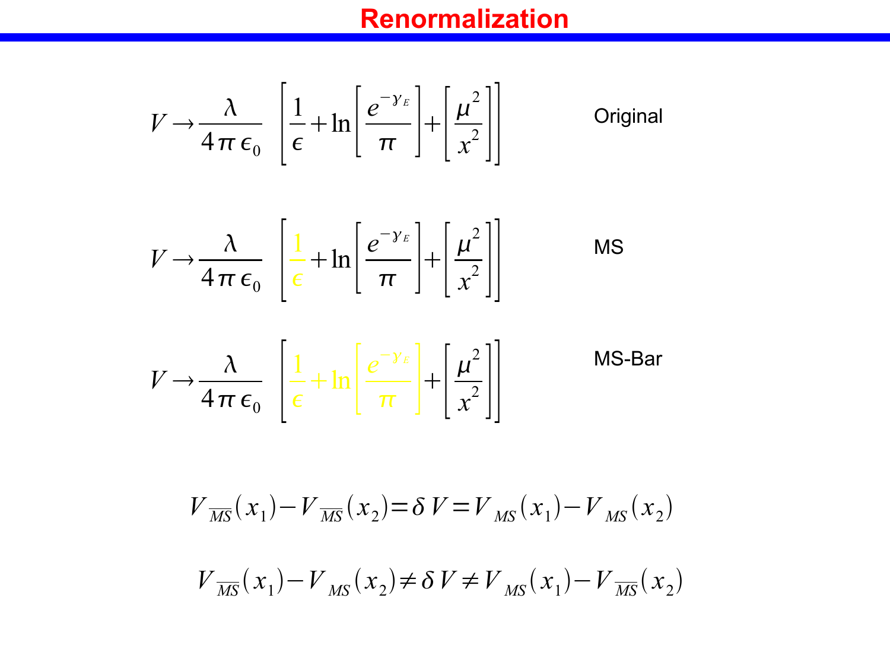# Renormalization

$$V \rightarrow \frac{\lambda}{4\pi\epsilon_0} \left[ \frac{1}{\epsilon} + \ln\left[\frac{e^{-\gamma_E}}{\pi}\right] + \left[\frac{\mu^2}{x^2}\right] \right]$$

Original

$$V \rightarrow \frac{\lambda}{4\pi\epsilon_0} \left[ \frac{1}{\epsilon} + \ln\left[\frac{e^{-\gamma_E}}{\pi}\right] + \left[\frac{\mu^2}{x^2}\right] \right]$$

MS

$$V \rightarrow \frac{\lambda}{4\pi\epsilon_0} \left[ \frac{1}{\epsilon} + \ln\left[\frac{e^{-\gamma_E}}{\pi}\right] + \left[\frac{\mu^2}{x^2}\right] \right]$$

MS-Bar

$$V_{\overline{MS}}(x_1) - V_{\overline{MS}}(x_2) = \delta V = V_{MS}(x_1) - V_{MS}(x_2)$$

$$V_{\overline{MS}}(x_1) - V_{MS}(x_2) \neq \delta V \neq V_{MS}(x_1) - V_{\overline{MS}}(x_2)$$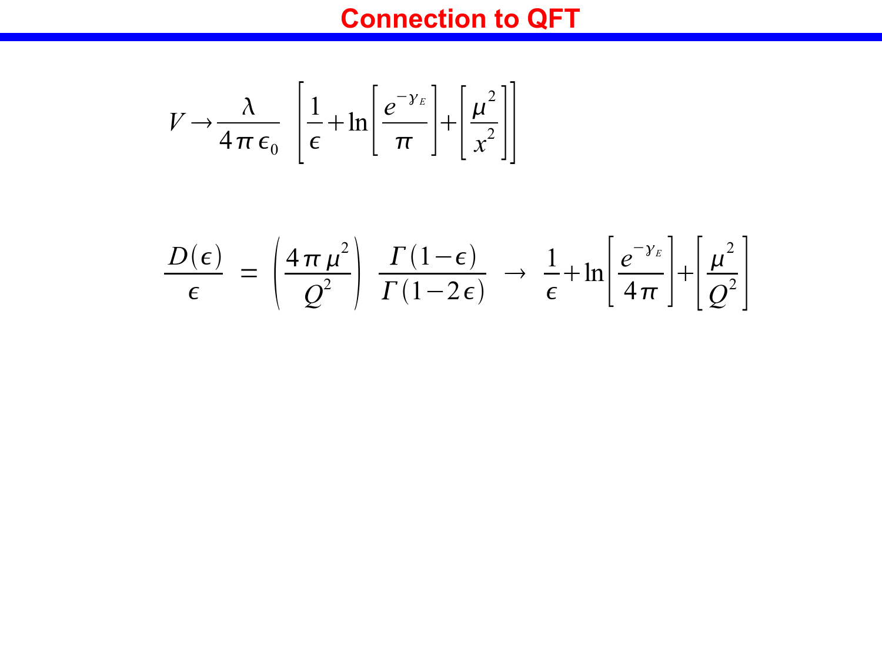# Connection to QFT

$$V \rightarrow \frac{\lambda}{4\pi\epsilon_0} \left[ \frac{1}{\epsilon} + \ln\left[ \frac{e^{-\gamma_E}}{\pi} \right] + \left[ \frac{\mu^2}{x^2} \right] \right]$$

$$\frac{D(\epsilon)}{\epsilon} = \left( \frac{4\pi\mu^2}{Q^2} \right) \frac{\Gamma(1-\epsilon)}{\Gamma(1-2\epsilon)} \rightarrow \frac{1}{\epsilon} + \ln\left[ \frac{e^{-\gamma_E}}{4\pi} \right] + \left[ \frac{\mu^2}{Q^2} \right]$$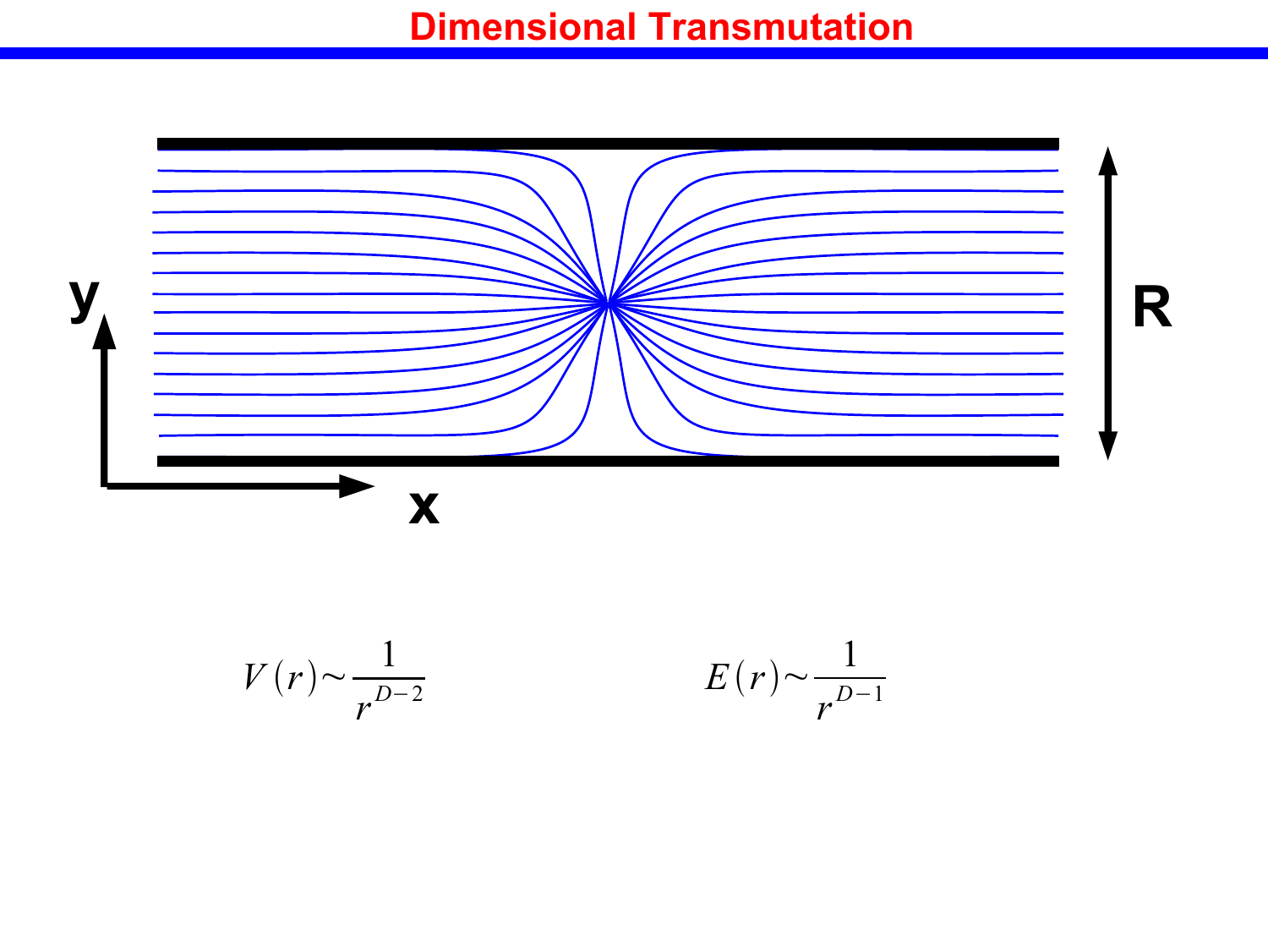# Dimensional Transmutation

$$V(r) \sim \frac{1}{r^{D-2}} \qquad E(r) \sim \frac{1}{r^{D-1}}$$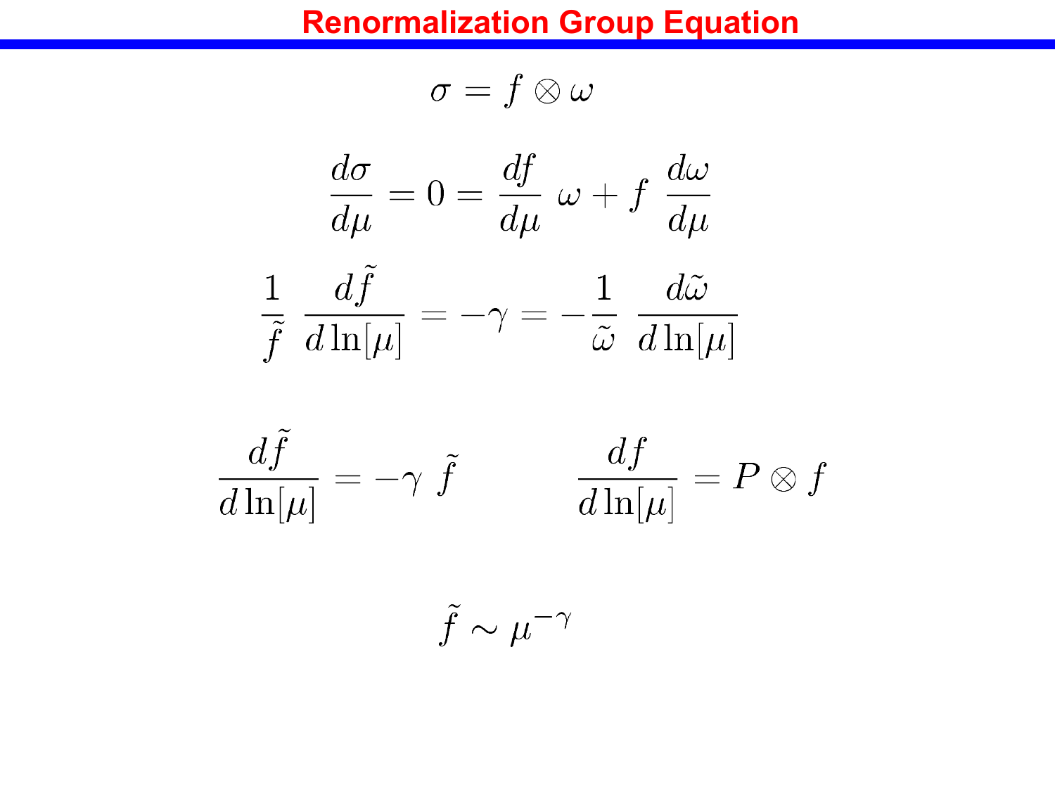# Renormalization Group Equation

$$\sigma = f \otimes \omega$$

$$\frac{d\sigma}{d\mu} = 0 = \frac{df}{d\mu}\ \omega + f\ \frac{d\omega}{d\mu}$$

$$\frac{1}{\tilde{f}}\ \frac{d\tilde{f}}{d\ln[\mu]} = -\gamma = -\frac{1}{\tilde{\omega}}\ \frac{d\tilde{\omega}}{d\ln[\mu]}$$

$$\frac{d\tilde{f}}{d\ln[\mu]} = -\gamma\ \tilde{f} \qquad\qquad \frac{df}{d\ln[\mu]} = P \otimes f$$

$$\tilde{f} \sim \mu^{-\gamma}$$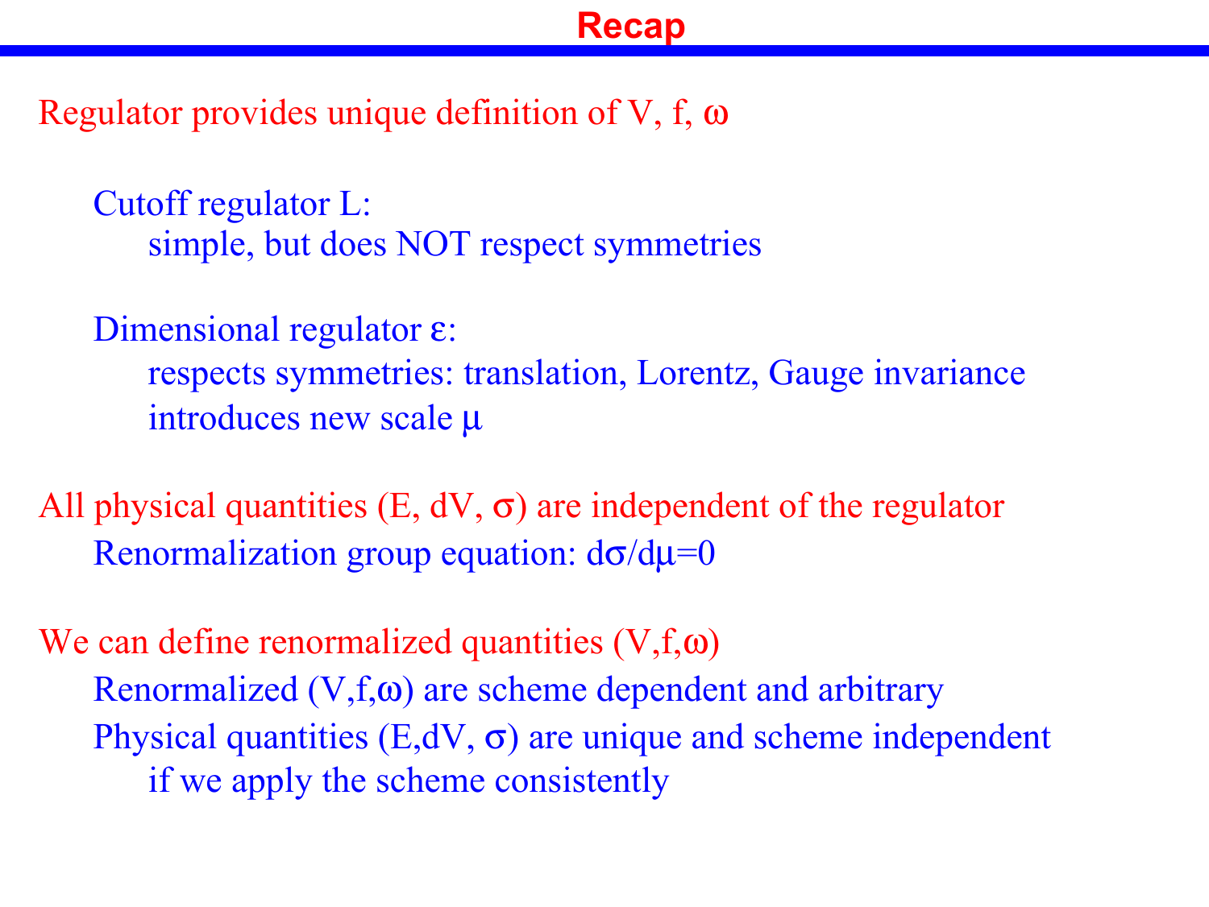# Recap

Regulator provides unique definition of V, f, $\omega$

- Cutoff regulator L:
  - simple, but does NOT respect symmetries
- Dimensional regulator $\varepsilon$:
  - respects symmetries: translation, Lorentz, Gauge invariance
  - introduces new scale $\mu$

All physical quantities (E, dV, $\sigma$) are independent of the regulator

- Renormalization group equation: $d\sigma/d\mu=0$

We can define renormalized quantities (V,f,$\omega$)

- Renormalized (V,f,$\omega$) are scheme dependent and arbitrary
- Physical quantities (E,dV, $\sigma$) are unique and scheme independent
  - if we apply the scheme consistently